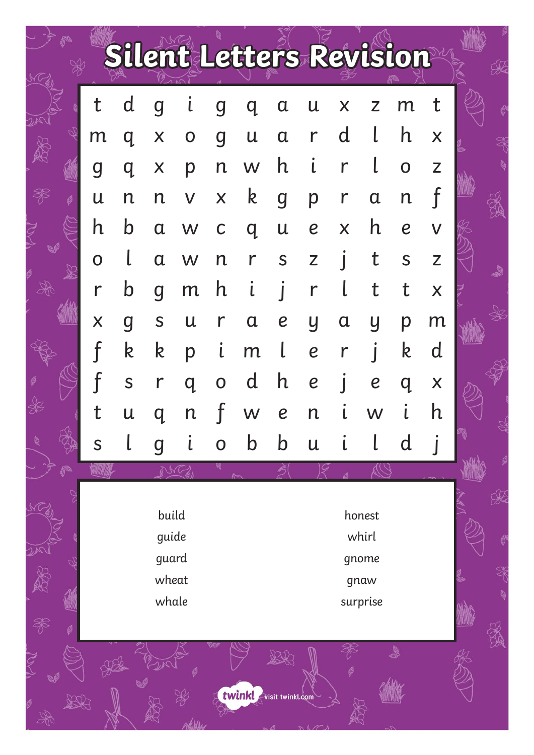# Silent Letters Revision

| | | | | | | | | | | | |
|---|---|---|---|---|---|---|---|---|---|---|---|
| t | d | g | i | g | q | a | u | x | z | m | t |
| m | q | x | o | g | u | a | r | d | l | h | x |
| g | q | x | p | n | w | h | i | r | l | o | z |
| u | n | n | v | x | k | g | p | r | a | n | f |
| h | b | a | w | c | q | u | e | x | h | e | v |
| o | l | a | w | n | r | s | z | j | t | s | z |
| r | b | g | m | h | i | j | r | l | t | t | x |
| x | g | s | u | r | a | e | y | a | y | p | m |
| f | k | k | p | i | m | l | e | r | j | k | d |
| f | s | r | q | o | d | h | e | j | e | q | x |
| t | u | q | n | f | w | e | n | i | w | i | h |
| s | l | g | i | o | b | b | u | i | l | d | j |

| | |
|---|---|
| build | honest |
| guide | whirl |
| guard | gnome |
| wheat | gnaw |
| whale | surprise |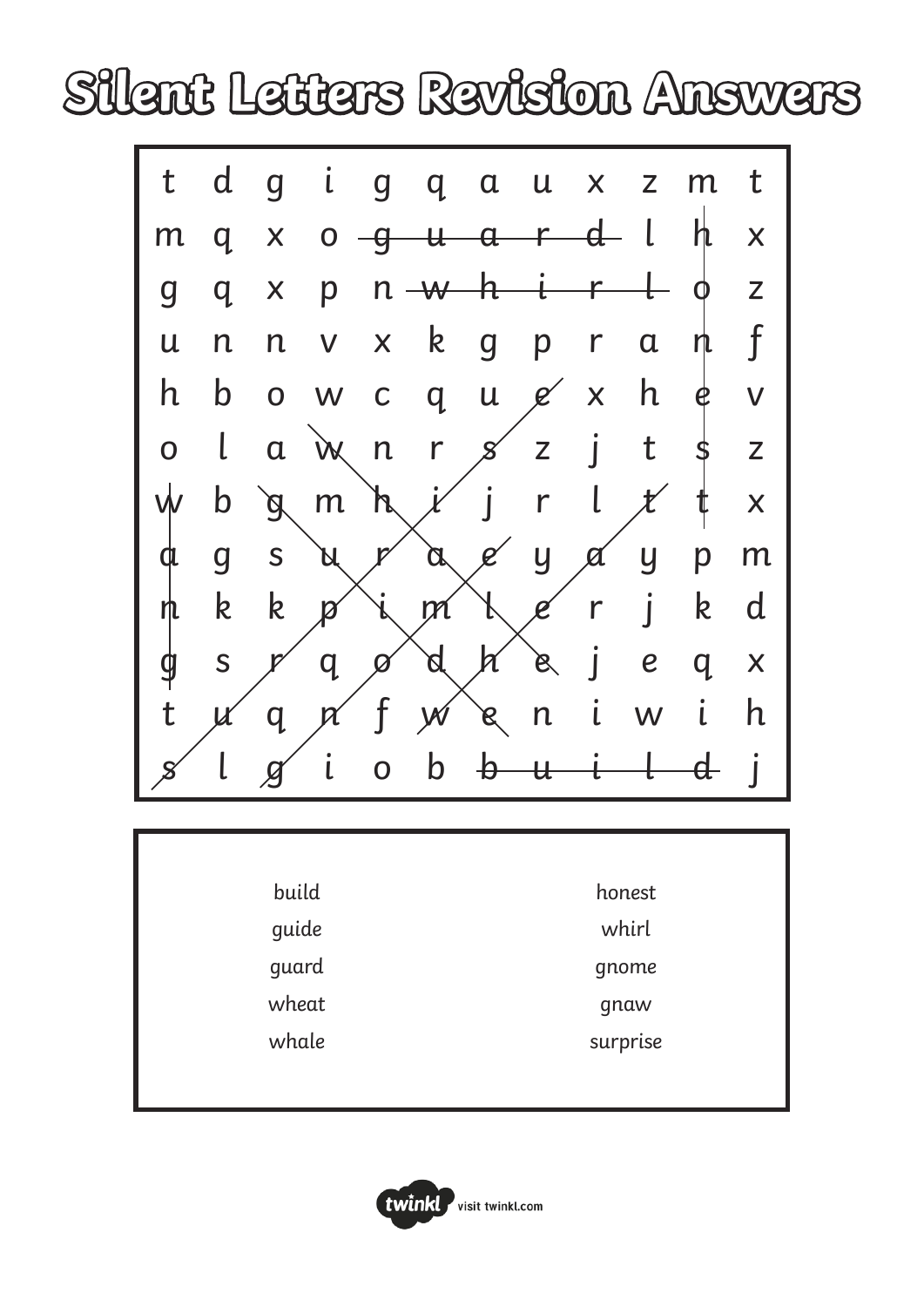# Silent Letters Revision Answers

| | | | | | | | | | | | |
|---|---|---|---|---|---|---|---|---|---|---|---|
| t | d | g | i | g | q | a | u | x | z | m | t |
| m | q | x | o | g | u | a | r | d | l | h | x |
| g | q | x | p | n | w | h | i | r | l | o | z |
| u | n | n | v | x | k | g | p | r | a | n | f |
| h | b | o | w | c | q | u | e | x | h | e | v |
| o | l | a | w | n | r | s | z | j | t | s | z |
| w | b | g | m | h | i | j | r | l | t | t | x |
| a | g | s | u | r | a | e | y | a | y | p | m |
| n | k | k | p | i | m | l | e | r | j | k | d |
| g | s | r | q | o | d | h | e | j | e | q | x |
| t | u | q | n | f | w | e | n | i | w | i | h |
| s | l | g | i | o | b | b | u | i | l | d | j |

| | |
|---|---|
| build | honest |
| guide | whirl |
| guard | gnome |
| wheat | gnaw |
| whale | surprise |